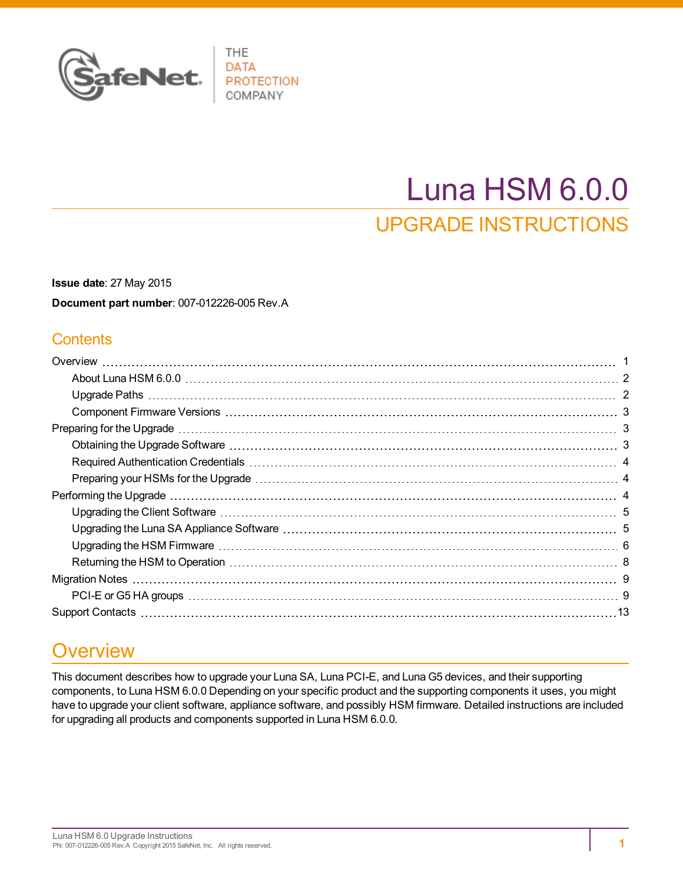THE DATA PROTECTION COMPANY

# Luna HSM 6.0.0

## UPGRADE INSTRUCTIONS

**Issue date**: 27 May 2015

**Document part number**: 007-012226-005 Rev.A

## Contents

- Overview ..... 1
  - About Luna HSM 6.0.0 ..... 2
  - Upgrade Paths ..... 2
  - Component Firmware Versions ..... 3
- Preparing for the Upgrade ..... 3
  - Obtaining the Upgrade Software ..... 3
  - Required Authentication Credentials ..... 4
  - Preparing your HSMs for the Upgrade ..... 4
- Performing the Upgrade ..... 4
  - Upgrading the Client Software ..... 5
  - Upgrading the Luna SA Appliance Software ..... 5
  - Upgrading the HSM Firmware ..... 6
  - Returning the HSM to Operation ..... 8
- Migration Notes ..... 9
  - PCI-E or G5 HA groups ..... 9
- Support Contacts ..... 13

# Overview

This document describes how to upgrade your Luna SA, Luna PCI-E, and Luna G5 devices, and their supporting components, to Luna HSM 6.0.0 Depending on your specific product and the supporting components it uses, you might have to upgrade your client software, appliance software, and possibly HSM firmware. Detailed instructions are included for upgrading all products and components supported in Luna HSM 6.0.0.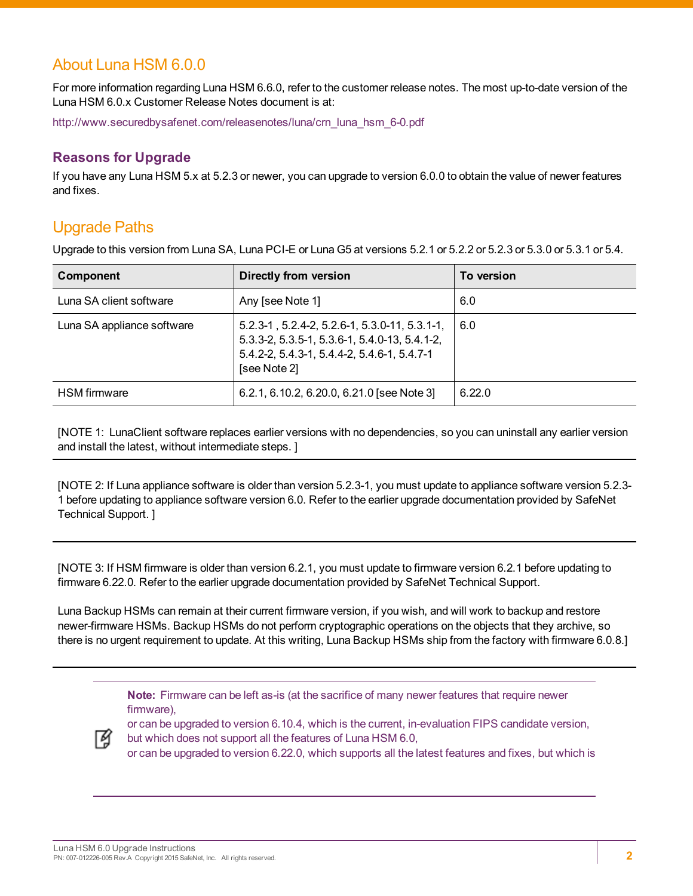## About Luna HSM 6.0.0

For more information regarding Luna HSM 6.6.0, refer to the customer release notes. The most up-to-date version of the Luna HSM 6.0.x Customer Release Notes document is at:

http://www.securedbysafenet.com/releasenotes/luna/crn_luna_hsm_6-0.pdf

### Reasons for Upgrade

If you have any Luna HSM 5.x at 5.2.3 or newer, you can upgrade to version 6.0.0 to obtain the value of newer features and fixes.

## Upgrade Paths

Upgrade to this version from Luna SA, Luna PCI-E or Luna G5 at versions 5.2.1 or 5.2.2 or 5.2.3 or 5.3.0 or 5.3.1 or 5.4.

| Component | Directly from version | To version |
| --- | --- | --- |
| Luna SA client software | Any [see Note 1] | 6.0 |
| Luna SA appliance software | 5.2.3-1 , 5.2.4-2, 5.2.6-1, 5.3.0-11, 5.3.1-1, 5.3.3-2, 5.3.5-1, 5.3.6-1, 5.4.0-13, 5.4.1-2, 5.4.2-2, 5.4.3-1, 5.4.4-2, 5.4.6-1, 5.4.7-1 [see Note 2] | 6.0 |
| HSM firmware | 6.2.1, 6.10.2, 6.20.0, 6.21.0 [see Note 3] | 6.22.0 |

[NOTE 1: LunaClient software replaces earlier versions with no dependencies, so you can uninstall any earlier version and install the latest, without intermediate steps. ]

[NOTE 2: If Luna appliance software is older than version 5.2.3-1, you must update to appliance software version 5.2.3-1 before updating to appliance software version 6.0. Refer to the earlier upgrade documentation provided by SafeNet Technical Support. ]

[NOTE 3: If HSM firmware is older than version 6.2.1, you must update to firmware version 6.2.1 before updating to firmware 6.22.0. Refer to the earlier upgrade documentation provided by SafeNet Technical Support.

Luna Backup HSMs can remain at their current firmware version, if you wish, and will work to backup and restore newer-firmware HSMs. Backup HSMs do not perform cryptographic operations on the objects that they archive, so there is no urgent requirement to update. At this writing, Luna Backup HSMs ship from the factory with firmware 6.0.8.]

> **Note:** Firmware can be left as-is (at the sacrifice of many newer features that require newer firmware),
> or can be upgraded to version 6.10.4, which is the current, in-evaluation FIPS candidate version, but which does not support all the features of Luna HSM 6.0,
> or can be upgraded to version 6.22.0, which supports all the latest features and fixes, but which is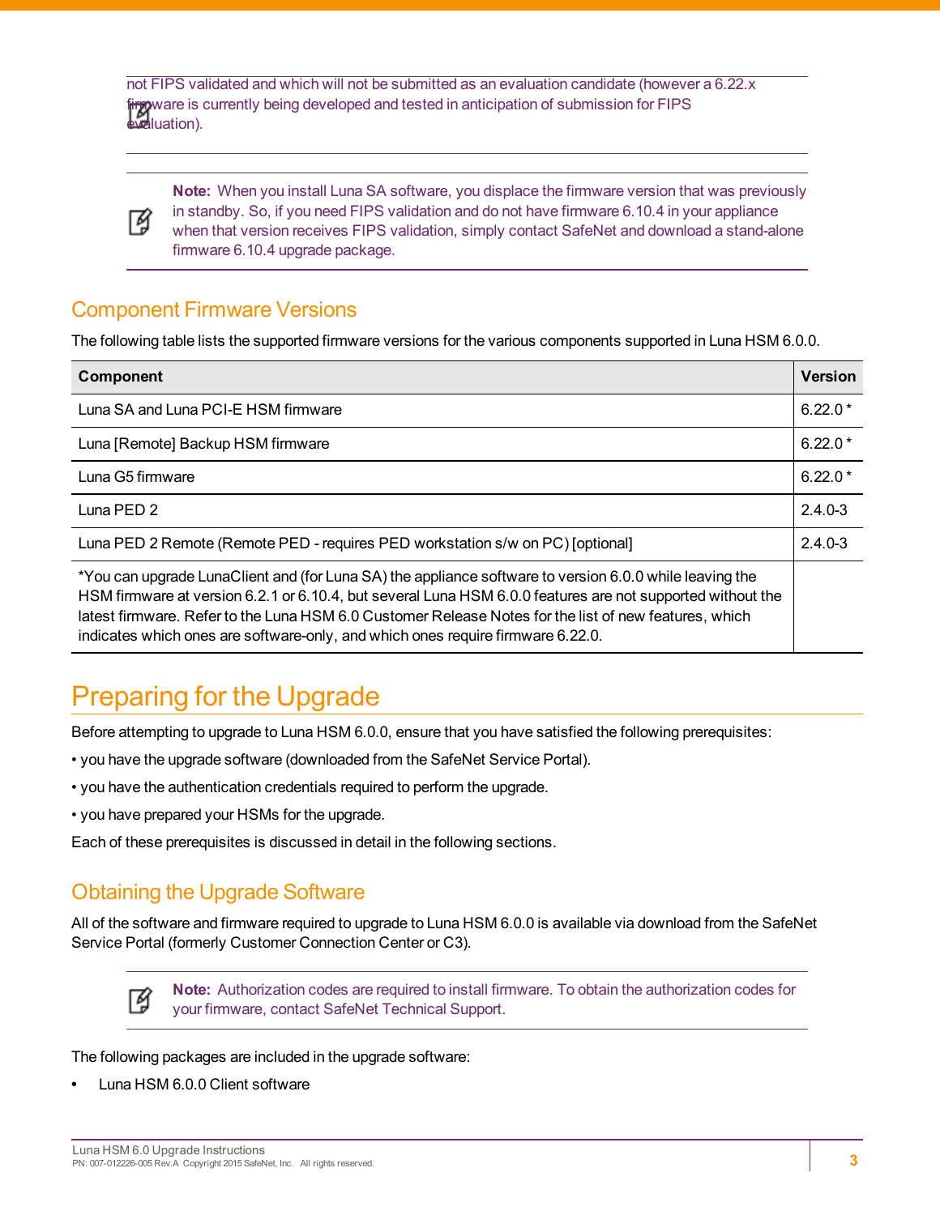not FIPS validated and which will not be submitted as an evaluation candidate (however a 6.22.x firmware is currently being developed and tested in anticipation of submission for FIPS evaluation).

**Note:** When you install Luna SA software, you displace the firmware version that was previously in standby. So, if you need FIPS validation and do not have firmware 6.10.4 in your appliance when that version receives FIPS validation, simply contact SafeNet and download a stand-alone firmware 6.10.4 upgrade package.

## Component Firmware Versions

The following table lists the supported firmware versions for the various components supported in Luna HSM 6.0.0.

| Component | Version |
|---|---|
| Luna SA and Luna PCI-E HSM firmware | 6.22.0 * |
| Luna [Remote] Backup HSM firmware | 6.22.0 * |
| Luna G5 firmware | 6.22.0 * |
| Luna PED 2 | 2.4.0-3 |
| Luna PED 2 Remote (Remote PED - requires PED workstation s/w on PC) [optional] | 2.4.0-3 |
| *You can upgrade LunaClient and (for Luna SA) the appliance software to version 6.0.0 while leaving the HSM firmware at version 6.2.1 or 6.10.4, but several Luna HSM 6.0.0 features are not supported without the latest firmware. Refer to the Luna HSM 6.0 Customer Release Notes for the list of new features, which indicates which ones are software-only, and which ones require firmware 6.22.0. | |

# Preparing for the Upgrade

Before attempting to upgrade to Luna HSM 6.0.0, ensure that you have satisfied the following prerequisites:

• you have the upgrade software (downloaded from the SafeNet Service Portal).

• you have the authentication credentials required to perform the upgrade.

• you have prepared your HSMs for the upgrade.

Each of these prerequisites is discussed in detail in the following sections.

## Obtaining the Upgrade Software

All of the software and firmware required to upgrade to Luna HSM 6.0.0 is available via download from the SafeNet Service Portal (formerly Customer Connection Center or C3).

**Note:** Authorization codes are required to install firmware. To obtain the authorization codes for your firmware, contact SafeNet Technical Support.

The following packages are included in the upgrade software:

- Luna HSM 6.0.0 Client software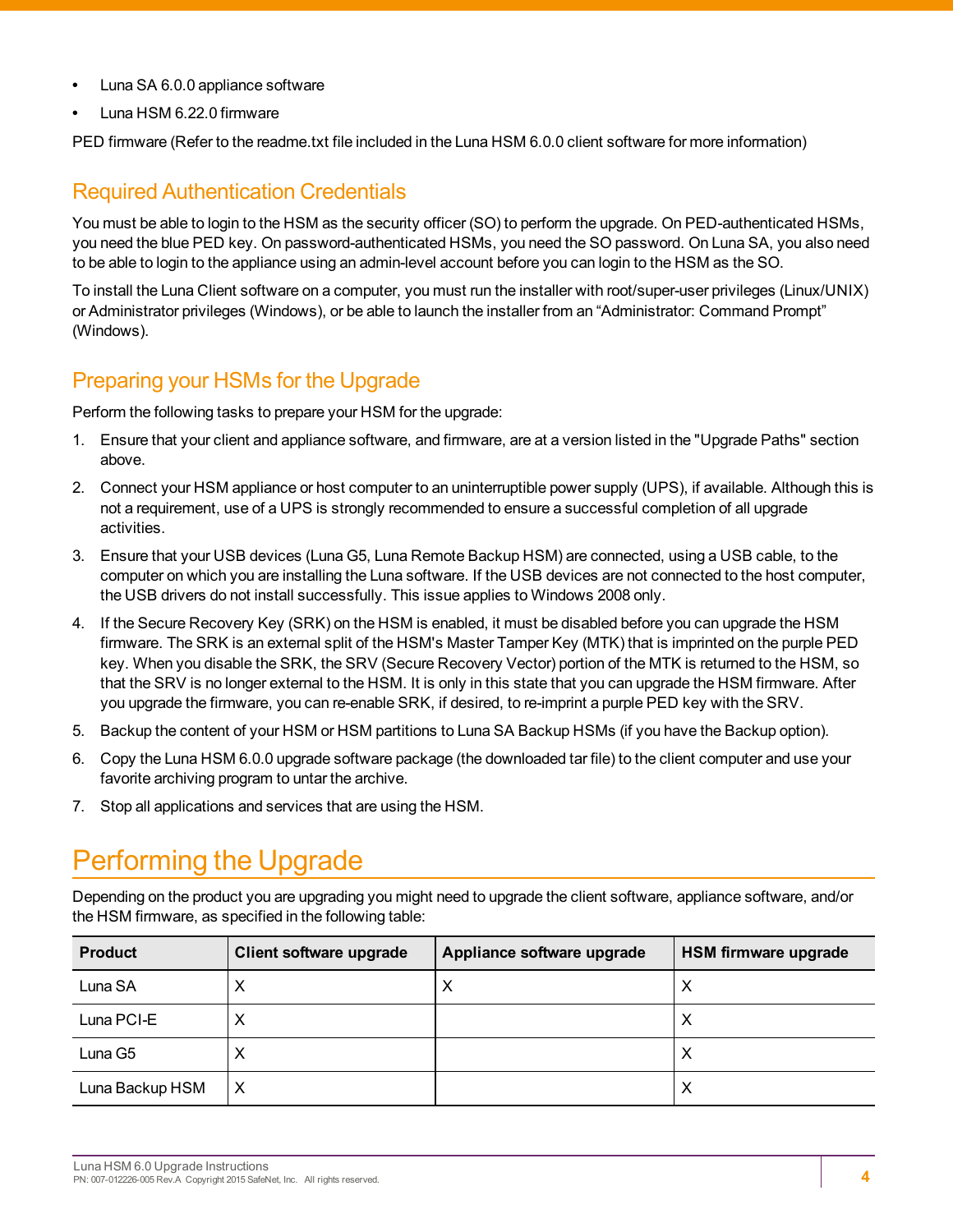- Luna SA 6.0.0 appliance software
- Luna HSM 6.22.0 firmware

PED firmware (Refer to the readme.txt file included in the Luna HSM 6.0.0 client software for more information)

## Required Authentication Credentials

You must be able to login to the HSM as the security officer (SO) to perform the upgrade. On PED-authenticated HSMs, you need the blue PED key. On password-authenticated HSMs, you need the SO password. On Luna SA, you also need to be able to login to the appliance using an admin-level account before you can login to the HSM as the SO.

To install the Luna Client software on a computer, you must run the installer with root/super-user privileges (Linux/UNIX) or Administrator privileges (Windows), or be able to launch the installer from an “Administrator: Command Prompt” (Windows).

## Preparing your HSMs for the Upgrade

Perform the following tasks to prepare your HSM for the upgrade:

1. Ensure that your client and appliance software, and firmware, are at a version listed in the "Upgrade Paths" section above.
2. Connect your HSM appliance or host computer to an uninterruptible power supply (UPS), if available. Although this is not a requirement, use of a UPS is strongly recommended to ensure a successful completion of all upgrade activities.
3. Ensure that your USB devices (Luna G5, Luna Remote Backup HSM) are connected, using a USB cable, to the computer on which you are installing the Luna software. If the USB devices are not connected to the host computer, the USB drivers do not install successfully. This issue applies to Windows 2008 only.
4. If the Secure Recovery Key (SRK) on the HSM is enabled, it must be disabled before you can upgrade the HSM firmware. The SRK is an external split of the HSM's Master Tamper Key (MTK) that is imprinted on the purple PED key. When you disable the SRK, the SRV (Secure Recovery Vector) portion of the MTK is returned to the HSM, so that the SRV is no longer external to the HSM. It is only in this state that you can upgrade the HSM firmware. After you upgrade the firmware, you can re-enable SRK, if desired, to re-imprint a purple PED key with the SRV.
5. Backup the content of your HSM or HSM partitions to Luna SA Backup HSMs (if you have the Backup option).
6. Copy the Luna HSM 6.0.0 upgrade software package (the downloaded tar file) to the client computer and use your favorite archiving program to untar the archive.
7. Stop all applications and services that are using the HSM.

# Performing the Upgrade

Depending on the product you are upgrading you might need to upgrade the client software, appliance software, and/or the HSM firmware, as specified in the following table:

| Product | Client software upgrade | Appliance software upgrade | HSM firmware upgrade |
| --- | --- | --- | --- |
| Luna SA | X | X | X |
| Luna PCI-E | X | | X |
| Luna G5 | X | | X |
| Luna Backup HSM | X | | X |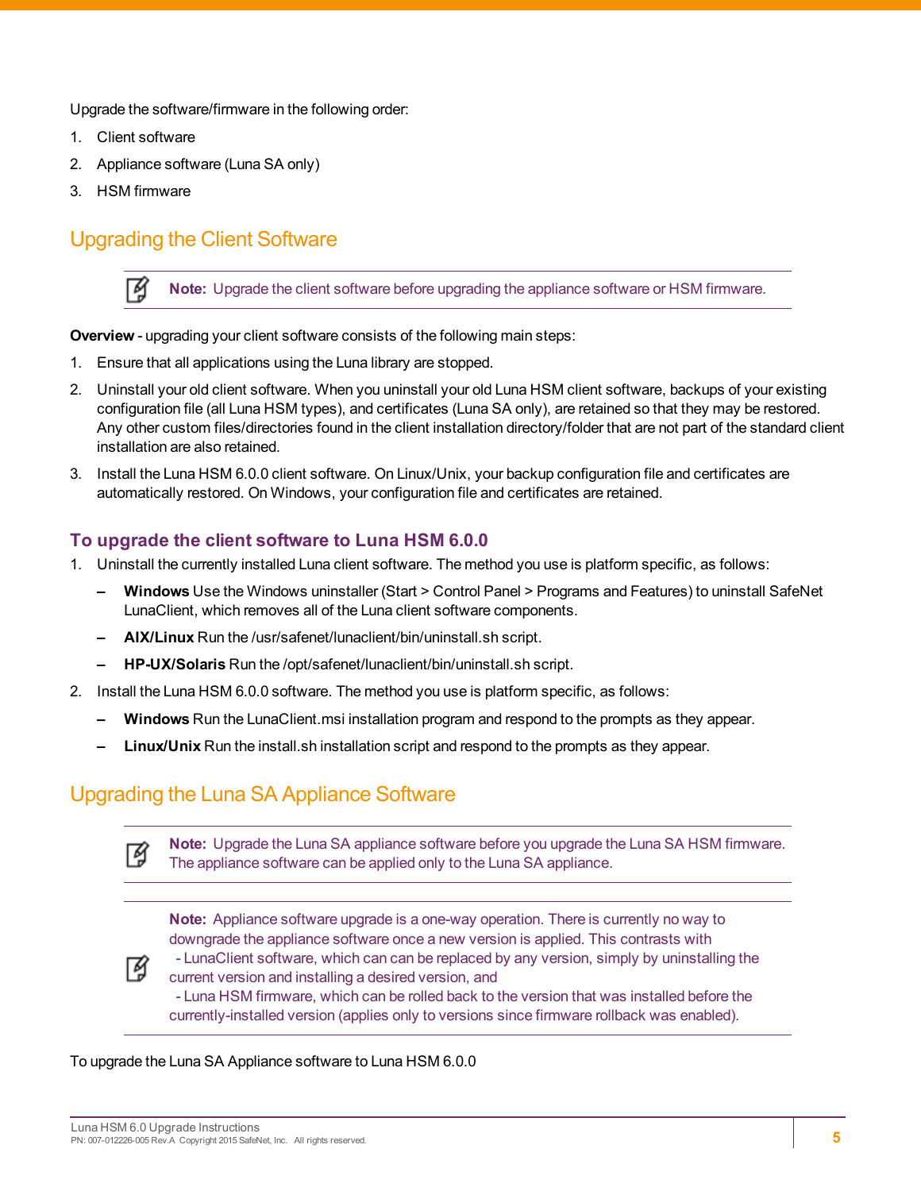Upgrade the software/firmware in the following order:

1. Client software
2. Appliance software (Luna SA only)
3. HSM firmware

## Upgrading the Client Software

> **Note:** Upgrade the client software before upgrading the appliance software or HSM firmware.

**Overview** - upgrading your client software consists of the following main steps:

1. Ensure that all applications using the Luna library are stopped.
2. Uninstall your old client software. When you uninstall your old Luna HSM client software, backups of your existing configuration file (all Luna HSM types), and certificates (Luna SA only), are retained so that they may be restored. Any other custom files/directories found in the client installation directory/folder that are not part of the standard client installation are also retained.
3. Install the Luna HSM 6.0.0 client software. On Linux/Unix, your backup configuration file and certificates are automatically restored. On Windows, your configuration file and certificates are retained.

### To upgrade the client software to Luna HSM 6.0.0

1. Uninstall the currently installed Luna client software. The method you use is platform specific, as follows:
   - **Windows** Use the Windows uninstaller (Start > Control Panel > Programs and Features) to uninstall SafeNet LunaClient, which removes all of the Luna client software components.
   - **AIX/Linux** Run the /usr/safenet/lunaclient/bin/uninstall.sh script.
   - **HP-UX/Solaris** Run the /opt/safenet/lunaclient/bin/uninstall.sh script.
2. Install the Luna HSM 6.0.0 software. The method you use is platform specific, as follows:
   - **Windows** Run the LunaClient.msi installation program and respond to the prompts as they appear.
   - **Linux/Unix** Run the install.sh installation script and respond to the prompts as they appear.

## Upgrading the Luna SA Appliance Software

> **Note:** Upgrade the Luna SA appliance software before you upgrade the Luna SA HSM firmware. The appliance software can be applied only to the Luna SA appliance.

> **Note:** Appliance software upgrade is a one-way operation. There is currently no way to downgrade the appliance software once a new version is applied. This contrasts with
> - LunaClient software, which can can be replaced by any version, simply by uninstalling the current version and installing a desired version, and
> - Luna HSM firmware, which can be rolled back to the version that was installed before the currently-installed version (applies only to versions since firmware rollback was enabled).

To upgrade the Luna SA Appliance software to Luna HSM 6.0.0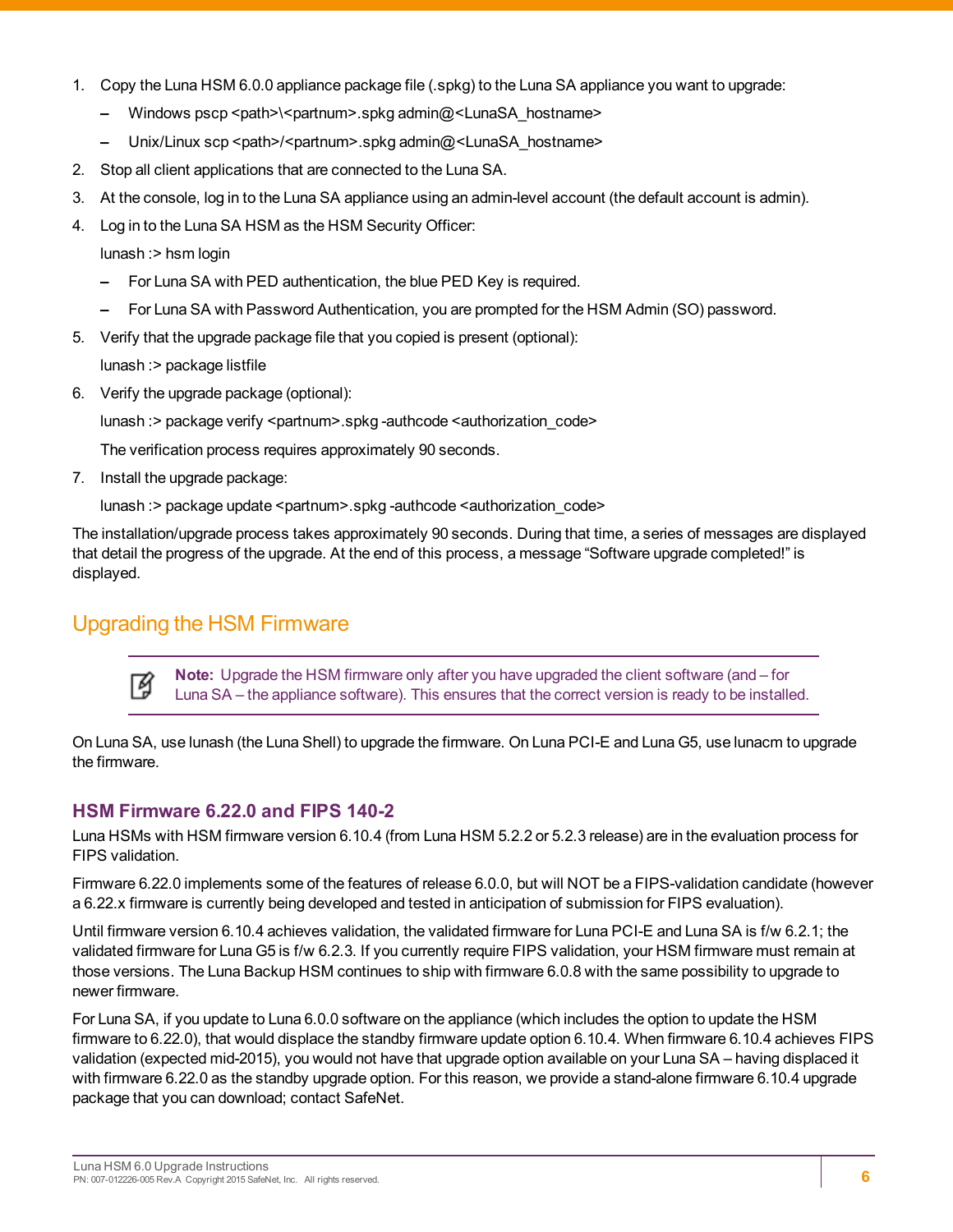1. Copy the Luna HSM 6.0.0 appliance package file (.spkg) to the Luna SA appliance you want to upgrade:
   - Windows pscp <path>\<partnum>.spkg admin@<LunaSA_hostname>
   - Unix/Linux scp <path>/<partnum>.spkg admin@<LunaSA_hostname>
2. Stop all client applications that are connected to the Luna SA.
3. At the console, log in to the Luna SA appliance using an admin-level account (the default account is admin).
4. Log in to the Luna SA HSM as the HSM Security Officer:

   lunash :> hsm login

   - For Luna SA with PED authentication, the blue PED Key is required.
   - For Luna SA with Password Authentication, you are prompted for the HSM Admin (SO) password.
5. Verify that the upgrade package file that you copied is present (optional):

   lunash :> package listfile
6. Verify the upgrade package (optional):

   lunash :> package verify <partnum>.spkg -authcode <authorization_code>

   The verification process requires approximately 90 seconds.
7. Install the upgrade package:

   lunash :> package update <partnum>.spkg -authcode <authorization_code>

The installation/upgrade process takes approximately 90 seconds. During that time, a series of messages are displayed that detail the progress of the upgrade. At the end of this process, a message “Software upgrade completed!” is displayed.

## Upgrading the HSM Firmware

> **Note:** Upgrade the HSM firmware only after you have upgraded the client software (and – for Luna SA – the appliance software). This ensures that the correct version is ready to be installed.

On Luna SA, use lunash (the Luna Shell) to upgrade the firmware. On Luna PCI-E and Luna G5, use lunacm to upgrade the firmware.

### HSM Firmware 6.22.0 and FIPS 140-2

Luna HSMs with HSM firmware version 6.10.4 (from Luna HSM 5.2.2 or 5.2.3 release) are in the evaluation process for FIPS validation.

Firmware 6.22.0 implements some of the features of release 6.0.0, but will NOT be a FIPS-validation candidate (however a 6.22.x firmware is currently being developed and tested in anticipation of submission for FIPS evaluation).

Until firmware version 6.10.4 achieves validation, the validated firmware for Luna PCI-E and Luna SA is f/w 6.2.1; the validated firmware for Luna G5 is f/w 6.2.3. If you currently require FIPS validation, your HSM firmware must remain at those versions. The Luna Backup HSM continues to ship with firmware 6.0.8 with the same possibility to upgrade to newer firmware.

For Luna SA, if you update to Luna 6.0.0 software on the appliance (which includes the option to update the HSM firmware to 6.22.0), that would displace the standby firmware update option 6.10.4. When firmware 6.10.4 achieves FIPS validation (expected mid-2015), you would not have that upgrade option available on your Luna SA – having displaced it with firmware 6.22.0 as the standby upgrade option. For this reason, we provide a stand-alone firmware 6.10.4 upgrade package that you can download; contact SafeNet.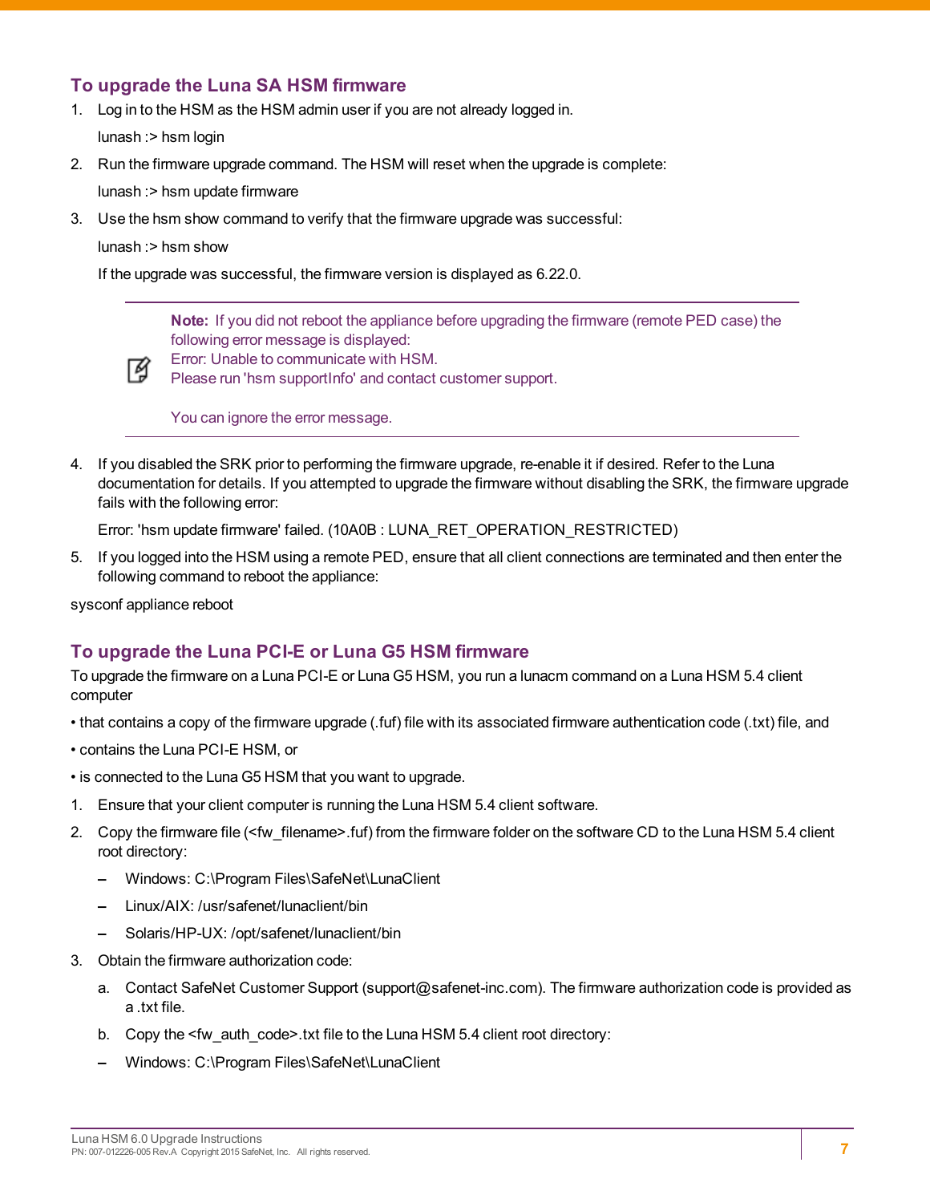### To upgrade the Luna SA HSM firmware

1. Log in to the HSM as the HSM admin user if you are not already logged in.

   lunash :> hsm login

2. Run the firmware upgrade command. The HSM will reset when the upgrade is complete:

   lunash :> hsm update firmware

3. Use the hsm show command to verify that the firmware upgrade was successful:

   lunash :> hsm show

   If the upgrade was successful, the firmware version is displayed as 6.22.0.

> **Note:** If you did not reboot the appliance before upgrading the firmware (remote PED case) the following error message is displayed:
> Error: Unable to communicate with HSM.
> Please run 'hsm supportInfo' and contact customer support.
>
> You can ignore the error message.

4. If you disabled the SRK prior to performing the firmware upgrade, re-enable it if desired. Refer to the Luna documentation for details. If you attempted to upgrade the firmware without disabling the SRK, the firmware upgrade fails with the following error:

   Error: 'hsm update firmware' failed. (10A0B : LUNA_RET_OPERATION_RESTRICTED)

5. If you logged into the HSM using a remote PED, ensure that all client connections are terminated and then enter the following command to reboot the appliance:

sysconf appliance reboot

### To upgrade the Luna PCI-E or Luna G5 HSM firmware

To upgrade the firmware on a Luna PCI-E or Luna G5 HSM, you run a lunacm command on a Luna HSM 5.4 client computer

- that contains a copy of the firmware upgrade (.fuf) file with its associated firmware authentication code (.txt) file, and
- contains the Luna PCI-E HSM, or
- is connected to the Luna G5 HSM that you want to upgrade.

1. Ensure that your client computer is running the Luna HSM 5.4 client software.
2. Copy the firmware file (<fw_filename>.fuf) from the firmware folder on the software CD to the Luna HSM 5.4 client root directory:
   - Windows: C:\Program Files\SafeNet\LunaClient
   - Linux/AIX: /usr/safenet/lunaclient/bin
   - Solaris/HP-UX: /opt/safenet/lunaclient/bin
3. Obtain the firmware authorization code:
   a. Contact SafeNet Customer Support (support@safenet-inc.com). The firmware authorization code is provided as a .txt file.
   b. Copy the <fw_auth_code>.txt file to the Luna HSM 5.4 client root directory:
   - Windows: C:\Program Files\SafeNet\LunaClient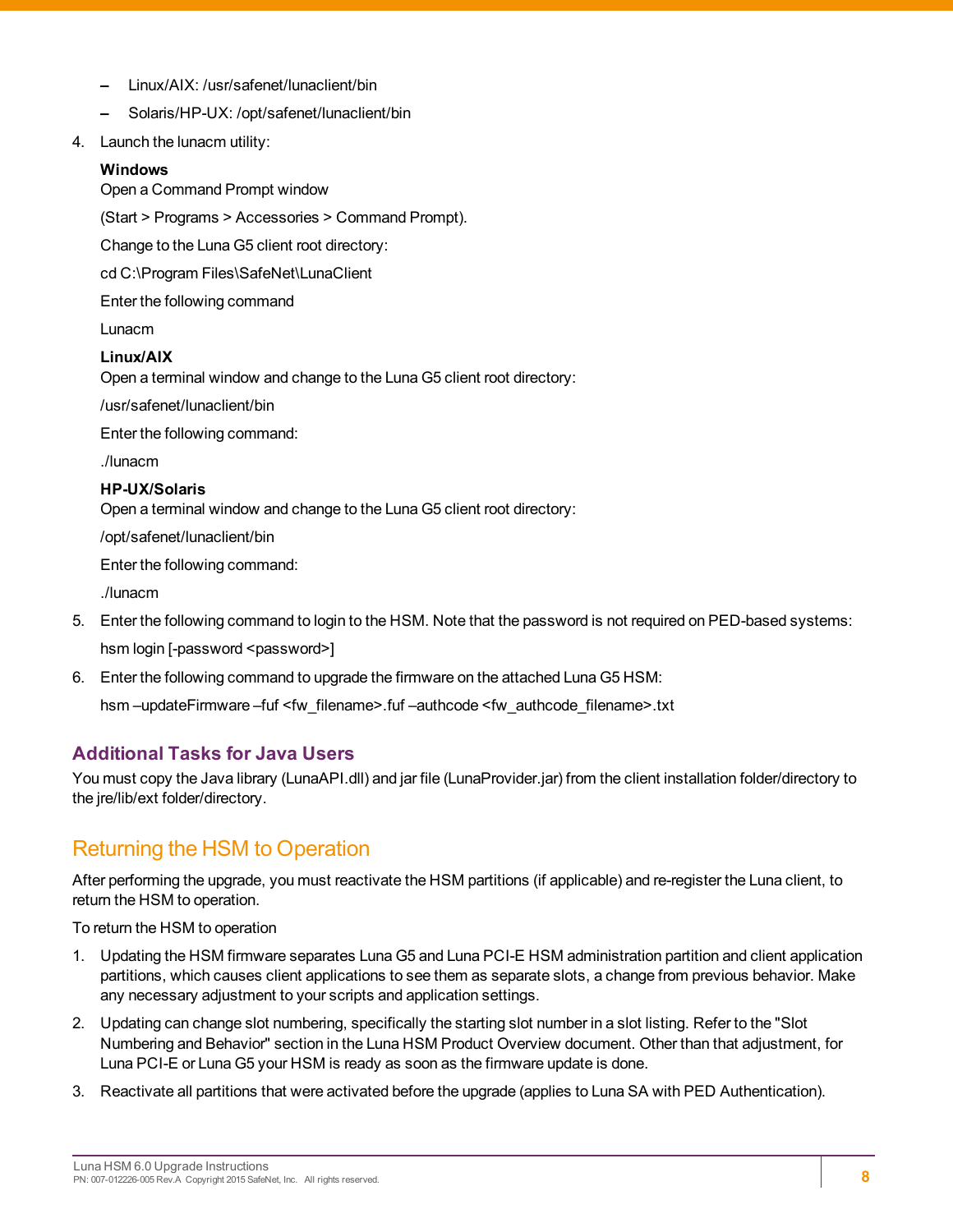- Linux/AIX: /usr/safenet/lunaclient/bin
  - Solaris/HP-UX: /opt/safenet/lunaclient/bin

4. Launch the lunacm utility:

   **Windows**
   Open a Command Prompt window

   (Start > Programs > Accessories > Command Prompt).

   Change to the Luna G5 client root directory:

   cd C:\Program Files\SafeNet\LunaClient

   Enter the following command

   Lunacm

   **Linux/AIX**
   Open a terminal window and change to the Luna G5 client root directory:

   /usr/safenet/lunaclient/bin

   Enter the following command:

   ./lunacm

   **HP-UX/Solaris**
   Open a terminal window and change to the Luna G5 client root directory:

   /opt/safenet/lunaclient/bin

   Enter the following command:

   ./lunacm

5. Enter the following command to login to the HSM. Note that the password is not required on PED-based systems:

   hsm login [-password <password>]

6. Enter the following command to upgrade the firmware on the attached Luna G5 HSM:

   hsm –updateFirmware –fuf <fw_filename>.fuf –authcode <fw_authcode_filename>.txt

### Additional Tasks for Java Users

You must copy the Java library (LunaAPI.dll) and jar file (LunaProvider.jar) from the client installation folder/directory to the jre/lib/ext folder/directory.

## Returning the HSM to Operation

After performing the upgrade, you must reactivate the HSM partitions (if applicable) and re-register the Luna client, to return the HSM to operation.

To return the HSM to operation

1. Updating the HSM firmware separates Luna G5 and Luna PCI-E HSM administration partition and client application partitions, which causes client applications to see them as separate slots, a change from previous behavior. Make any necessary adjustment to your scripts and application settings.
2. Updating can change slot numbering, specifically the starting slot number in a slot listing. Refer to the "Slot Numbering and Behavior" section in the Luna HSM Product Overview document. Other than that adjustment, for Luna PCI-E or Luna G5 your HSM is ready as soon as the firmware update is done.
3. Reactivate all partitions that were activated before the upgrade (applies to Luna SA with PED Authentication).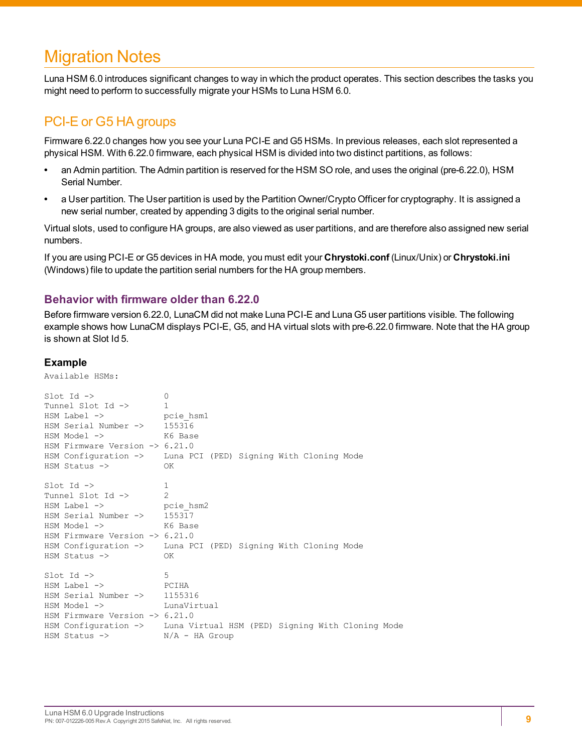# Migration Notes

Luna HSM 6.0 introduces significant changes to way in which the product operates. This section describes the tasks you might need to perform to successfully migrate your HSMs to Luna HSM 6.0.

## PCI-E or G5 HA groups

Firmware 6.22.0 changes how you see your Luna PCI-E and G5 HSMs. In previous releases, each slot represented a physical HSM. With 6.22.0 firmware, each physical HSM is divided into two distinct partitions, as follows:

- an Admin partition. The Admin partition is reserved for the HSM SO role, and uses the original (pre-6.22.0), HSM Serial Number.
- a User partition. The User partition is used by the Partition Owner/Crypto Officer for cryptography. It is assigned a new serial number, created by appending 3 digits to the original serial number.

Virtual slots, used to configure HA groups, are also viewed as user partitions, and are therefore also assigned new serial numbers.

If you are using PCI-E or G5 devices in HA mode, you must edit your **Chrystoki.conf** (Linux/Unix) or **Chrystoki.ini** (Windows) file to update the partition serial numbers for the HA group members.

### Behavior with firmware older than 6.22.0

Before firmware version 6.22.0, LunaCM did not make Luna PCI-E and Luna G5 user partitions visible. The following example shows how LunaCM displays PCI-E, G5, and HA virtual slots with pre-6.22.0 firmware. Note that the HA group is shown at Slot Id 5.

#### Example

```
Available HSMs:

Slot Id ->              0
Tunnel Slot Id ->       1
HSM Label ->            pcie_hsm1
HSM Serial Number ->    155316
HSM Model ->            K6 Base
HSM Firmware Version -> 6.21.0
HSM Configuration ->    Luna PCI (PED) Signing With Cloning Mode
HSM Status ->           OK

Slot Id ->              1
Tunnel Slot Id ->       2
HSM Label ->            pcie_hsm2
HSM Serial Number ->    155317
HSM Model ->            K6 Base
HSM Firmware Version -> 6.21.0
HSM Configuration ->    Luna PCI (PED) Signing With Cloning Mode
HSM Status ->           OK

Slot Id ->              5
HSM Label ->            PCIHA
HSM Serial Number ->    1155316
HSM Model ->            LunaVirtual
HSM Firmware Version -> 6.21.0
HSM Configuration ->    Luna Virtual HSM (PED) Signing With Cloning Mode
HSM Status ->           N/A - HA Group
```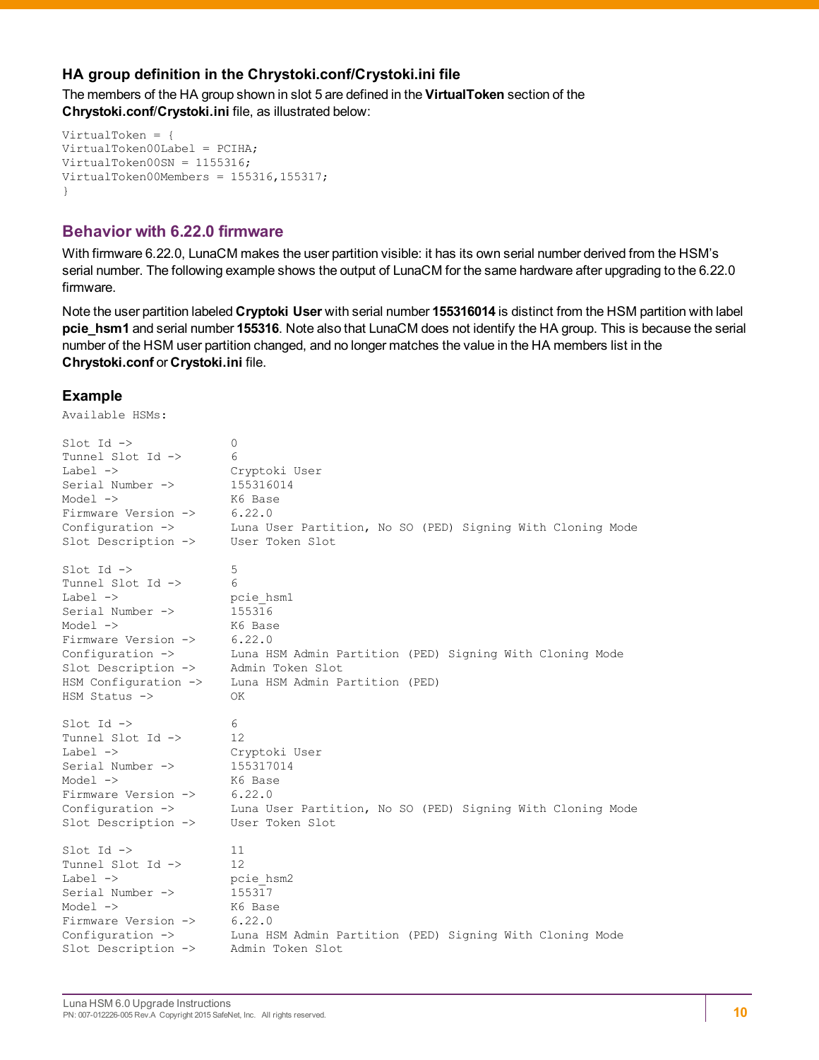### HA group definition in the Chrystoki.conf/Crystoki.ini file

The members of the HA group shown in slot 5 are defined in the **VirtualToken** section of the **Chrystoki.conf**/**Crystoki.ini** file, as illustrated below:

```
VirtualToken = {
VirtualToken00Label = PCIHA;
VirtualToken00SN = 1155316;
VirtualToken00Members = 155316,155317;
}
```

## Behavior with 6.22.0 firmware

With firmware 6.22.0, LunaCM makes the user partition visible: it has its own serial number derived from the HSM's serial number. The following example shows the output of LunaCM for the same hardware after upgrading to the 6.22.0 firmware.

Note the user partition labeled **Cryptoki User** with serial number **155316014** is distinct from the HSM partition with label **pcie_hsm1** and serial number **155316**. Note also that LunaCM does not identify the HA group. This is because the serial number of the HSM user partition changed, and no longer matches the value in the HA members list in the **Chrystoki.conf** or **Crystoki.ini** file.

### Example

```
Available HSMs:

Slot Id ->              0
Tunnel Slot Id ->       6
Label ->                Cryptoki User
Serial Number ->        155316014
Model ->                K6 Base
Firmware Version ->     6.22.0
Configuration ->        Luna User Partition, No SO (PED) Signing With Cloning Mode
Slot Description ->     User Token Slot

Slot Id ->              5
Tunnel Slot Id ->       6
Label ->                pcie_hsm1
Serial Number ->        155316
Model ->                K6 Base
Firmware Version ->     6.22.0
Configuration ->        Luna HSM Admin Partition (PED) Signing With Cloning Mode
Slot Description ->     Admin Token Slot
HSM Configuration ->    Luna HSM Admin Partition (PED)
HSM Status ->           OK

Slot Id ->              6
Tunnel Slot Id ->       12
Label ->                Cryptoki User
Serial Number ->        155317014
Model ->                K6 Base
Firmware Version ->     6.22.0
Configuration ->        Luna User Partition, No SO (PED) Signing With Cloning Mode
Slot Description ->     User Token Slot

Slot Id ->              11
Tunnel Slot Id ->       12
Label ->                pcie_hsm2
Serial Number ->        155317
Model ->                K6 Base
Firmware Version ->     6.22.0
Configuration ->        Luna HSM Admin Partition (PED) Signing With Cloning Mode
Slot Description ->     Admin Token Slot
```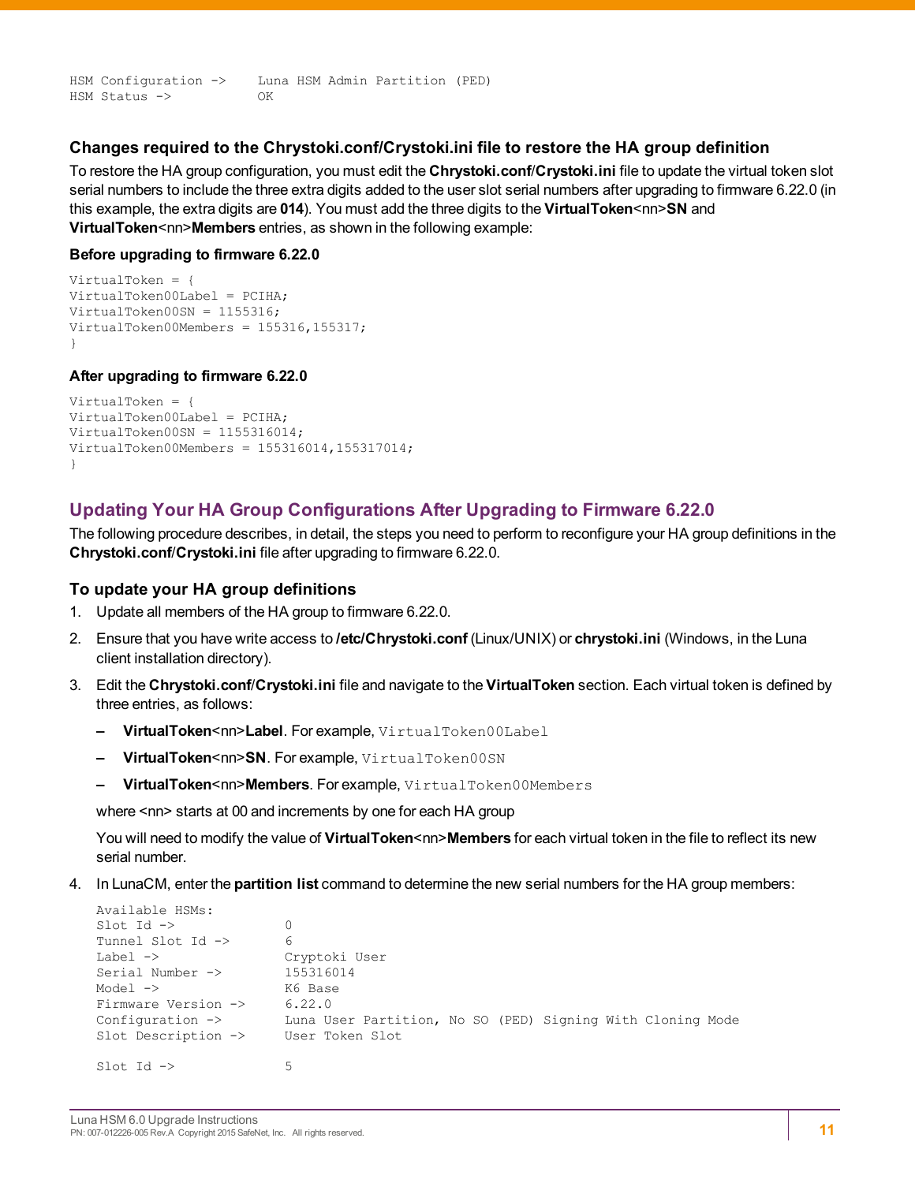```
HSM Configuration ->     Luna HSM Admin Partition (PED)
HSM Status ->            OK
```

### Changes required to the Chrystoki.conf/Crystoki.ini file to restore the HA group definition

To restore the HA group configuration, you must edit the **Chrystoki.conf**/**Crystoki.ini** file to update the virtual token slot serial numbers to include the three extra digits added to the user slot serial numbers after upgrading to firmware 6.22.0 (in this example, the extra digits are **014**). You must add the three digits to the **VirtualToken**<nn>**SN** and **VirtualToken**<nn>**Members** entries, as shown in the following example:

**Before upgrading to firmware 6.22.0**

```
VirtualToken = {
VirtualToken00Label = PCIHA;
VirtualToken00SN = 1155316;
VirtualToken00Members = 155316,155317;
}
```

**After upgrading to firmware 6.22.0**

```
VirtualToken = {
VirtualToken00Label = PCIHA;
VirtualToken00SN = 1155316014;
VirtualToken00Members = 155316014,155317014;
}
```

## Updating Your HA Group Configurations After Upgrading to Firmware 6.22.0

The following procedure describes, in detail, the steps you need to perform to reconfigure your HA group definitions in the **Chrystoki.conf**/**Crystoki.ini** file after upgrading to firmware 6.22.0.

### To update your HA group definitions

1. Update all members of the HA group to firmware 6.22.0.
2. Ensure that you have write access to **/etc/Chrystoki.conf** (Linux/UNIX) or **chrystoki.ini** (Windows, in the Luna client installation directory).
3. Edit the **Chrystoki.conf**/**Crystoki.ini** file and navigate to the **VirtualToken** section. Each virtual token is defined by three entries, as follows:
   - **VirtualToken**<nn>**Label**. For example, `VirtualToken00Label`
   - **VirtualToken**<nn>**SN**. For example, `VirtualToken00SN`
   - **VirtualToken**<nn>**Members**. For example, `VirtualToken00Members`

   where <nn> starts at 00 and increments by one for each HA group

   You will need to modify the value of **VirtualToken**<nn>**Members** for each virtual token in the file to reflect its new serial number.
4. In LunaCM, enter the **partition list** command to determine the new serial numbers for the HA group members:

```
Available HSMs:
Slot Id ->              0
Tunnel Slot Id ->       6
Label ->                Cryptoki User
Serial Number ->        155316014
Model ->                K6 Base
Firmware Version ->     6.22.0
Configuration ->        Luna User Partition, No SO (PED) Signing With Cloning Mode
Slot Description ->     User Token Slot

Slot Id ->              5
```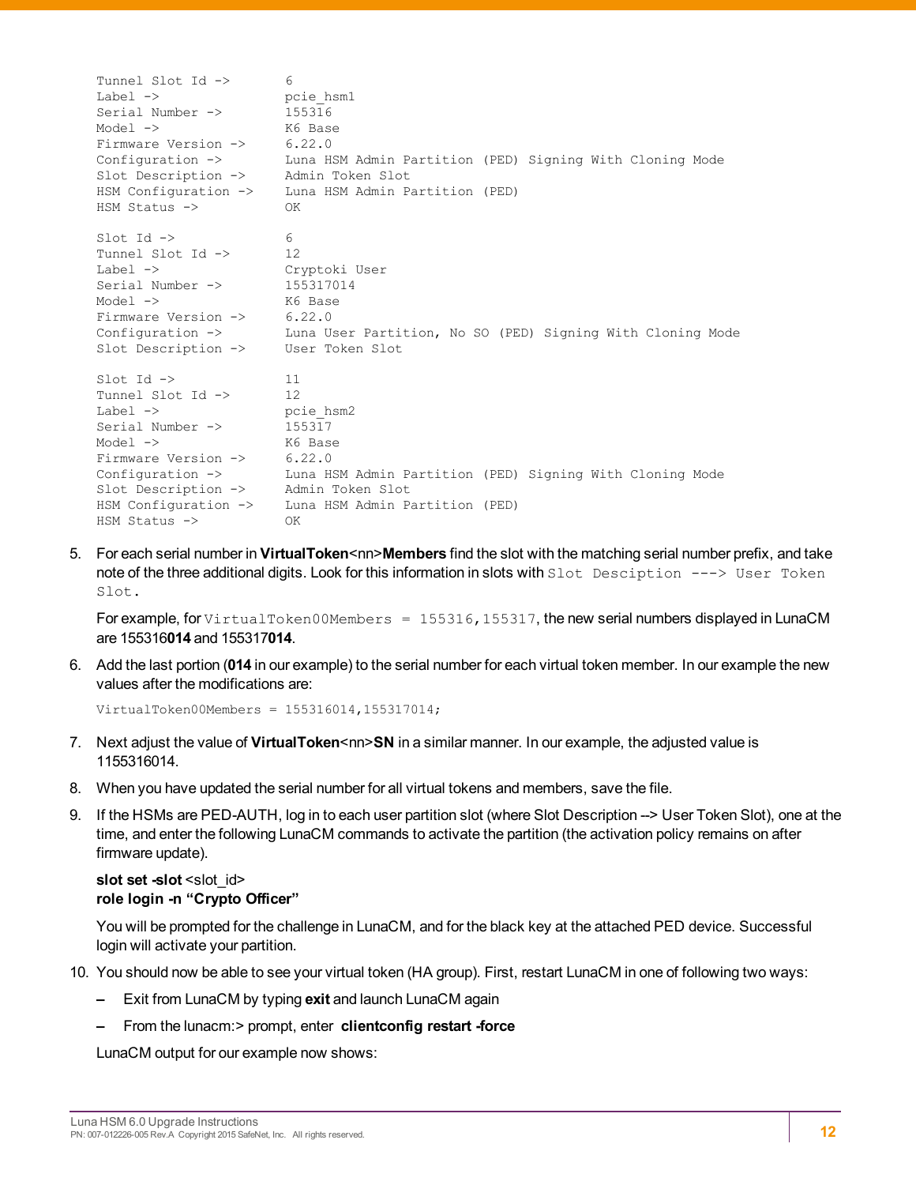```
Tunnel Slot Id ->       6
Label ->                pcie_hsm1
Serial Number ->        155316
Model ->                K6 Base
Firmware Version ->     6.22.0
Configuration ->        Luna HSM Admin Partition (PED) Signing With Cloning Mode
Slot Description ->     Admin Token Slot
HSM Configuration ->    Luna HSM Admin Partition (PED)
HSM Status ->           OK

Slot Id ->              6
Tunnel Slot Id ->       12
Label ->                Cryptoki User
Serial Number ->        155317014
Model ->                K6 Base
Firmware Version ->     6.22.0
Configuration ->        Luna User Partition, No SO (PED) Signing With Cloning Mode
Slot Description ->     User Token Slot

Slot Id ->              11
Tunnel Slot Id ->       12
Label ->                pcie_hsm2
Serial Number ->        155317
Model ->                K6 Base
Firmware Version ->     6.22.0
Configuration ->        Luna HSM Admin Partition (PED) Signing With Cloning Mode
Slot Description ->     Admin Token Slot
HSM Configuration ->    Luna HSM Admin Partition (PED)
HSM Status ->           OK
```

5. For each serial number in **VirtualToken**<nn>**Members** find the slot with the matching serial number prefix, and take note of the three additional digits. Look for this information in slots with `Slot Desciption ---> User Token Slot.`

   For example, for `VirtualToken00Members = 155316,155317`, the new serial numbers displayed in LunaCM are 155316**014** and 155317**014**.

6. Add the last portion (**014** in our example) to the serial number for each virtual token member. In our example the new values after the modifications are:

   ```
   VirtualToken00Members = 155316014,155317014;
   ```

7. Next adjust the value of **VirtualToken**<nn>**SN** in a similar manner. In our example, the adjusted value is 1155316014.

8. When you have updated the serial number for all virtual tokens and members, save the file.

9. If the HSMs are PED-AUTH, log in to each user partition slot (where Slot Description --> User Token Slot), one at the time, and enter the following LunaCM commands to activate the partition (the activation policy remains on after firmware update).

   **slot set -slot** <slot_id>
   **role login -n "Crypto Officer"**

   You will be prompted for the challenge in LunaCM, and for the black key at the attached PED device. Successful login will activate your partition.

10. You should now be able to see your virtual token (HA group). First, restart LunaCM in one of following two ways:

    – Exit from LunaCM by typing **exit** and launch LunaCM again

    – From the lunacm:> prompt, enter **clientconfig restart -force**

    LunaCM output for our example now shows: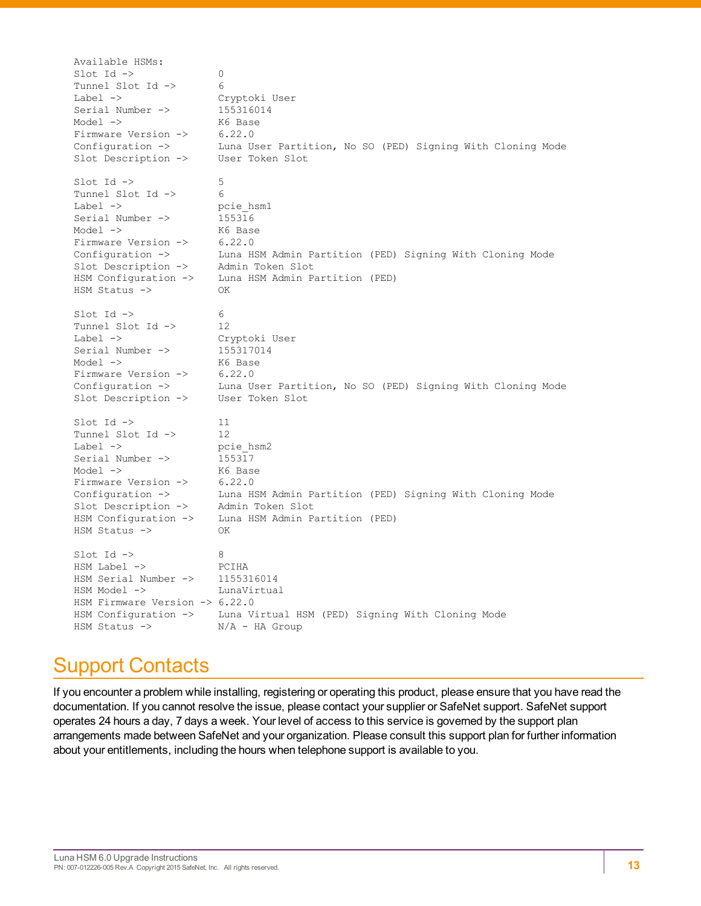```
Available HSMs:
Slot Id ->              0
Tunnel Slot Id ->       6
Label ->                Cryptoki User
Serial Number ->        155316014
Model ->                K6 Base
Firmware Version ->     6.22.0
Configuration ->        Luna User Partition, No SO (PED) Signing With Cloning Mode
Slot Description ->     User Token Slot

Slot Id ->              5
Tunnel Slot Id ->       6
Label ->                pcie_hsm1
Serial Number ->        155316
Model ->                K6 Base
Firmware Version ->     6.22.0
Configuration ->        Luna HSM Admin Partition (PED) Signing With Cloning Mode
Slot Description ->     Admin Token Slot
HSM Configuration ->    Luna HSM Admin Partition (PED)
HSM Status ->           OK

Slot Id ->              6
Tunnel Slot Id ->       12
Label ->                Cryptoki User
Serial Number ->        155317014
Model ->                K6 Base
Firmware Version ->     6.22.0
Configuration ->        Luna User Partition, No SO (PED) Signing With Cloning Mode
Slot Description ->     User Token Slot

Slot Id ->              11
Tunnel Slot Id ->       12
Label ->                pcie_hsm2
Serial Number ->        155317
Model ->                K6 Base
Firmware Version ->     6.22.0
Configuration ->        Luna HSM Admin Partition (PED) Signing With Cloning Mode
Slot Description ->     Admin Token Slot
HSM Configuration ->    Luna HSM Admin Partition (PED)
HSM Status ->           OK

Slot Id ->              8
HSM Label ->            PCIHA
HSM Serial Number ->    1155316014
HSM Model ->            LunaVirtual
HSM Firmware Version -> 6.22.0
HSM Configuration ->    Luna Virtual HSM (PED) Signing With Cloning Mode
HSM Status ->           N/A - HA Group
```

# Support Contacts

If you encounter a problem while installing, registering or operating this product, please ensure that you have read the documentation. If you cannot resolve the issue, please contact your supplier or SafeNet support. SafeNet support operates 24 hours a day, 7 days a week. Your level of access to this service is governed by the support plan arrangements made between SafeNet and your organization. Please consult this support plan for further information about your entitlements, including the hours when telephone support is available to you.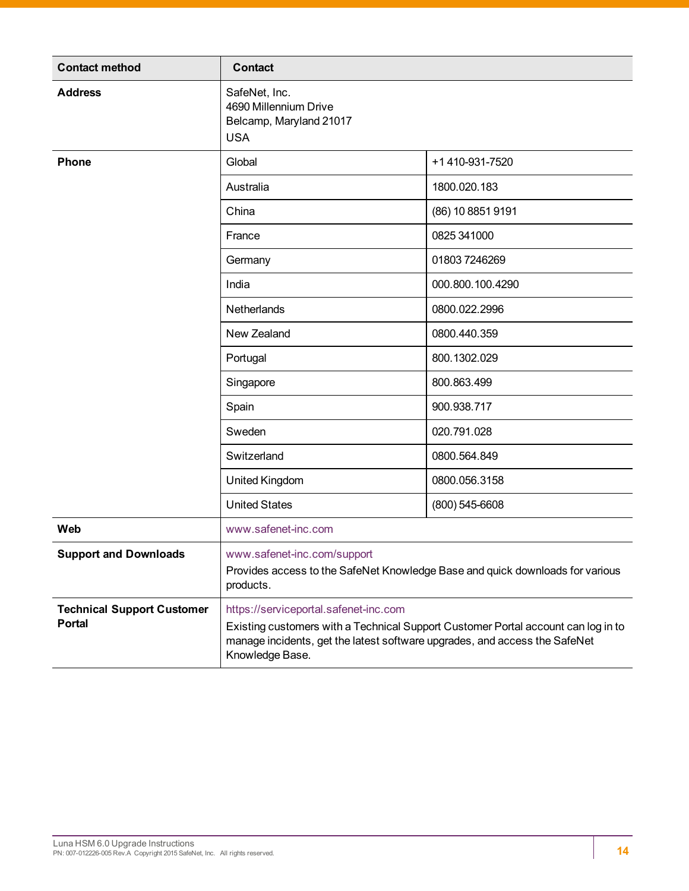| Contact method | Contact | |
|---|---|---|
| **Address** | SafeNet, Inc.<br>4690 Millennium Drive<br>Belcamp, Maryland 21017<br>USA | |
| **Phone** | Global | +1 410-931-7520 |
| | Australia | 1800.020.183 |
| | China | (86) 10 8851 9191 |
| | France | 0825 341000 |
| | Germany | 01803 7246269 |
| | India | 000.800.100.4290 |
| | Netherlands | 0800.022.2996 |
| | New Zealand | 0800.440.359 |
| | Portugal | 800.1302.029 |
| | Singapore | 800.863.499 |
| | Spain | 900.938.717 |
| | Sweden | 020.791.028 |
| | Switzerland | 0800.564.849 |
| | United Kingdom | 0800.056.3158 |
| | United States | (800) 545-6608 |
| **Web** | www.safenet-inc.com | |
| **Support and Downloads** | www.safenet-inc.com/support<br>Provides access to the SafeNet Knowledge Base and quick downloads for various products. | |
| **Technical Support Customer Portal** | https://serviceportal.safenet-inc.com<br>Existing customers with a Technical Support Customer Portal account can log in to manage incidents, get the latest software upgrades, and access the SafeNet Knowledge Base. | |